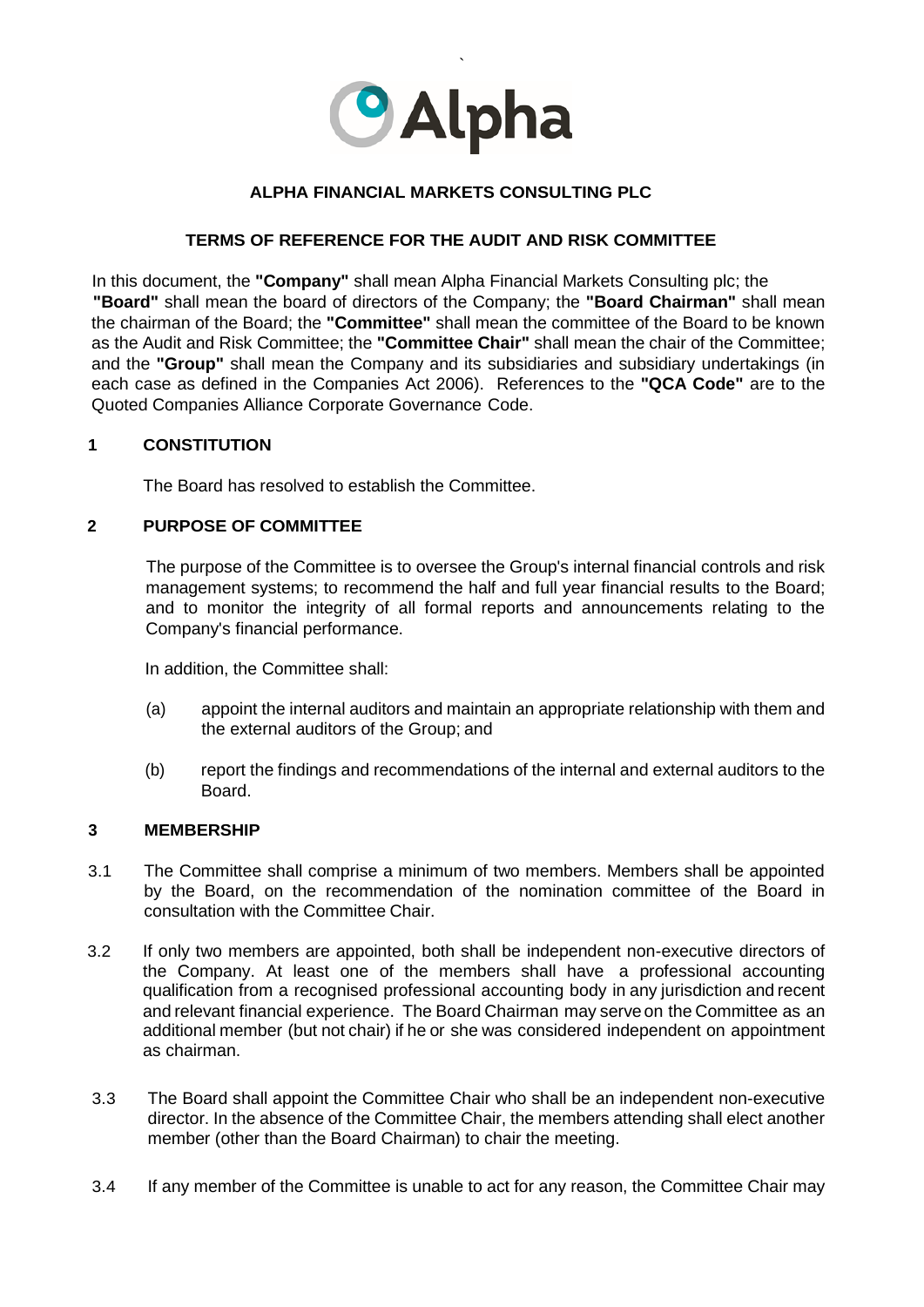# ALPHA FINANCIAL MARKETS CONSULTING PLC

## TERMS OF REFERENCE FOR THE AUDIT AND RISK COMMITTEE

In this document, the **"Company"** shall mean Alpha Financial Markets Consulting plc; the **"Board"** shall mean the board of directors of the Company; the **"Board Chairman"** shall mean the chairman of the Board; the **"Committee"** shall mean the committee of the Board to be known as the Audit and Risk Committee; the **"Committee Chair"** shall mean the chair of the Committee; and the **"Group"** shall mean the Company and its subsidiaries and subsidiary undertakings (in each case as defined in the Companies Act 2006). References to the **"QCA Code"** are to the Quoted Companies Alliance Corporate Governance Code.

### 1 CONSTITUTION

The Board has resolved to establish the Committee.

### 2 PURPOSE OF COMMITTEE

The purpose of the Committee is to oversee the Group's internal financial controls and risk management systems; to recommend the half and full year financial results to the Board; and to monitor the integrity of all formal reports and announcements relating to the Company's financial performance.

In addition, the Committee shall:

(a) appoint the internal auditors and maintain an appropriate relationship with them and the external auditors of the Group; and

(b) report the findings and recommendations of the internal and external auditors to the Board.

### 3 MEMBERSHIP

3.1 The Committee shall comprise a minimum of two members. Members shall be appointed by the Board, on the recommendation of the nomination committee of the Board in consultation with the Committee Chair.

3.2 If only two members are appointed, both shall be independent non-executive directors of the Company. At least one of the members shall have a professional accounting qualification from a recognised professional accounting body in any jurisdiction and recent and relevant financial experience. The Board Chairman may serve on the Committee as an additional member (but not chair) if he or she was considered independent on appointment as chairman.

3.3 The Board shall appoint the Committee Chair who shall be an independent non-executive director. In the absence of the Committee Chair, the members attending shall elect another member (other than the Board Chairman) to chair the meeting.

3.4 If any member of the Committee is unable to act for any reason, the Committee Chair may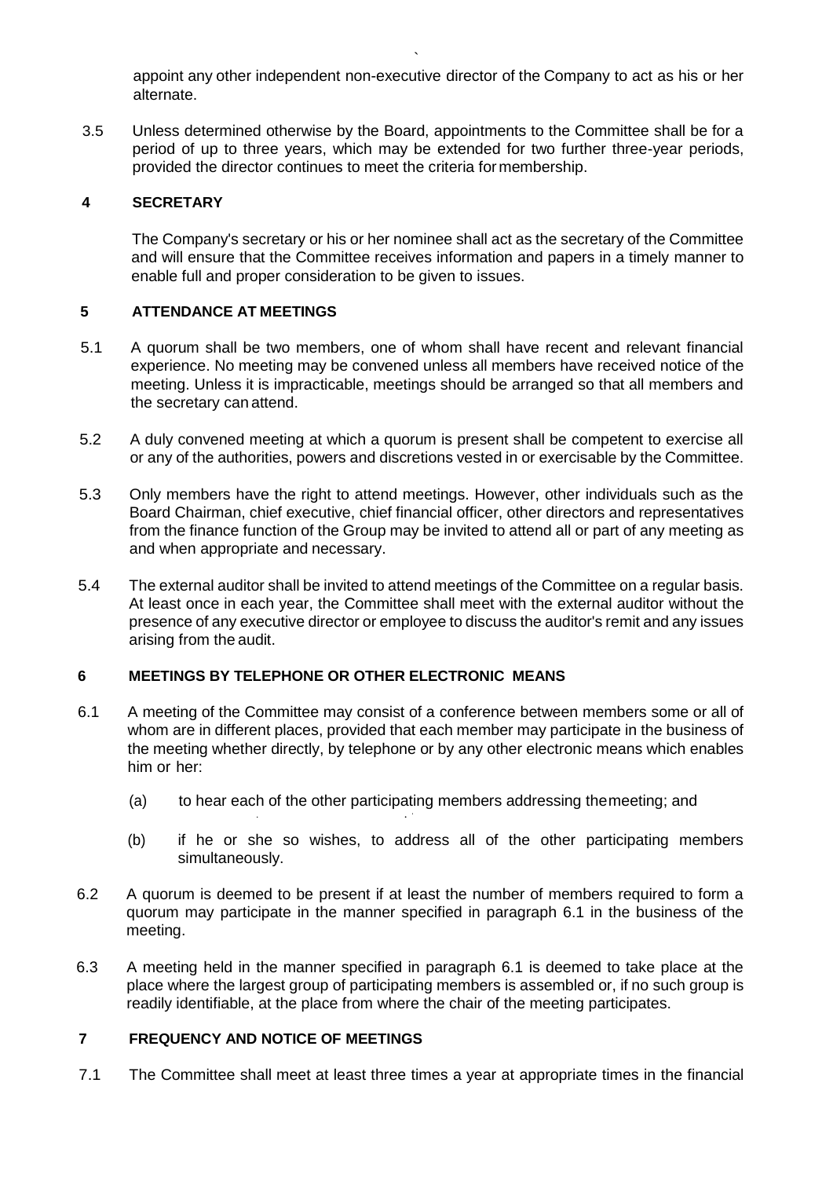appoint any other independent non-executive director of the Company to act as his or her alternate.

3.5 Unless determined otherwise by the Board, appointments to the Committee shall be for a period of up to three years, which may be extended for two further three-year periods, provided the director continues to meet the criteria for membership.

## 4 SECRETARY

The Company's secretary or his or her nominee shall act as the secretary of the Committee and will ensure that the Committee receives information and papers in a timely manner to enable full and proper consideration to be given to issues.

## 5 ATTENDANCE AT MEETINGS

5.1 A quorum shall be two members, one of whom shall have recent and relevant financial experience. No meeting may be convened unless all members have received notice of the meeting. Unless it is impracticable, meetings should be arranged so that all members and the secretary can attend.

5.2 A duly convened meeting at which a quorum is present shall be competent to exercise all or any of the authorities, powers and discretions vested in or exercisable by the Committee.

5.3 Only members have the right to attend meetings. However, other individuals such as the Board Chairman, chief executive, chief financial officer, other directors and representatives from the finance function of the Group may be invited to attend all or part of any meeting as and when appropriate and necessary.

5.4 The external auditor shall be invited to attend meetings of the Committee on a regular basis. At least once in each year, the Committee shall meet with the external auditor without the presence of any executive director or employee to discuss the auditor's remit and any issues arising from the audit.

## 6 MEETINGS BY TELEPHONE OR OTHER ELECTRONIC MEANS

6.1 A meeting of the Committee may consist of a conference between members some or all of whom are in different places, provided that each member may participate in the business of the meeting whether directly, by telephone or by any other electronic means which enables him or her:

(a) to hear each of the other participating members addressing the meeting; and

(b) if he or she so wishes, to address all of the other participating members simultaneously.

6.2 A quorum is deemed to be present if at least the number of members required to form a quorum may participate in the manner specified in paragraph 6.1 in the business of the meeting.

6.3 A meeting held in the manner specified in paragraph 6.1 is deemed to take place at the place where the largest group of participating members is assembled or, if no such group is readily identifiable, at the place from where the chair of the meeting participates.

## 7 FREQUENCY AND NOTICE OF MEETINGS

7.1 The Committee shall meet at least three times a year at appropriate times in the financial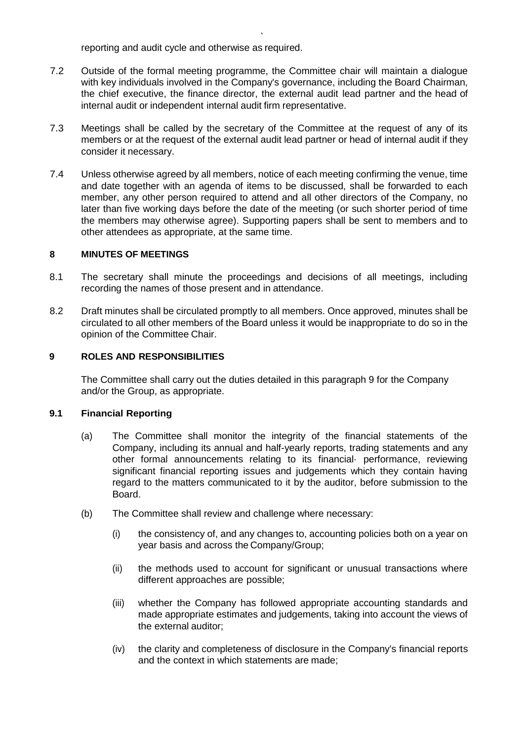reporting and audit cycle and otherwise as required.

7.2 Outside of the formal meeting programme, the Committee chair will maintain a dialogue with key individuals involved in the Company's governance, including the Board Chairman, the chief executive, the finance director, the external audit lead partner and the head of internal audit or independent internal audit firm representative.

7.3 Meetings shall be called by the secretary of the Committee at the request of any of its members or at the request of the external audit lead partner or head of internal audit if they consider it necessary.

7.4 Unless otherwise agreed by all members, notice of each meeting confirming the venue, time and date together with an agenda of items to be discussed, shall be forwarded to each member, any other person required to attend and all other directors of the Company, no later than five working days before the date of the meeting (or such shorter period of time the members may otherwise agree). Supporting papers shall be sent to members and to other attendees as appropriate, at the same time.

## 8 MINUTES OF MEETINGS

8.1 The secretary shall minute the proceedings and decisions of all meetings, including recording the names of those present and in attendance.

8.2 Draft minutes shall be circulated promptly to all members. Once approved, minutes shall be circulated to all other members of the Board unless it would be inappropriate to do so in the opinion of the Committee Chair.

## 9 ROLES AND RESPONSIBILITIES

The Committee shall carry out the duties detailed in this paragraph 9 for the Company and/or the Group, as appropriate.

### 9.1 Financial Reporting

(a) The Committee shall monitor the integrity of the financial statements of the Company, including its annual and half-yearly reports, trading statements and any other formal announcements relating to its financial· performance, reviewing significant financial reporting issues and judgements which they contain having regard to the matters communicated to it by the auditor, before submission to the Board.

(b) The Committee shall review and challenge where necessary:

(i) the consistency of, and any changes to, accounting policies both on a year on year basis and across the Company/Group;

(ii) the methods used to account for significant or unusual transactions where different approaches are possible;

(iii) whether the Company has followed appropriate accounting standards and made appropriate estimates and judgements, taking into account the views of the external auditor;

(iv) the clarity and completeness of disclosure in the Company's financial reports and the context in which statements are made;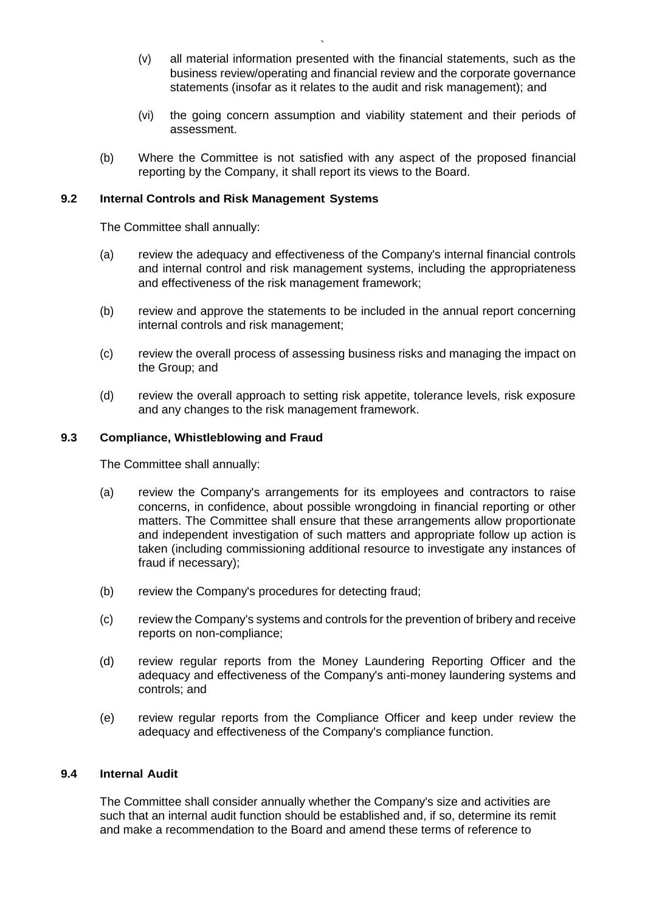(v) all material information presented with the financial statements, such as the business review/operating and financial review and the corporate governance statements (insofar as it relates to the audit and risk management); and

(vi) the going concern assumption and viability statement and their periods of assessment.

(b) Where the Committee is not satisfied with any aspect of the proposed financial reporting by the Company, it shall report its views to the Board.

**9.2 Internal Controls and Risk Management Systems**

The Committee shall annually:

(a) review the adequacy and effectiveness of the Company's internal financial controls and internal control and risk management systems, including the appropriateness and effectiveness of the risk management framework;

(b) review and approve the statements to be included in the annual report concerning internal controls and risk management;

(c) review the overall process of assessing business risks and managing the impact on the Group; and

(d) review the overall approach to setting risk appetite, tolerance levels, risk exposure and any changes to the risk management framework.

**9.3 Compliance, Whistleblowing and Fraud**

The Committee shall annually:

(a) review the Company's arrangements for its employees and contractors to raise concerns, in confidence, about possible wrongdoing in financial reporting or other matters. The Committee shall ensure that these arrangements allow proportionate and independent investigation of such matters and appropriate follow up action is taken (including commissioning additional resource to investigate any instances of fraud if necessary);

(b) review the Company's procedures for detecting fraud;

(c) review the Company's systems and controls for the prevention of bribery and receive reports on non-compliance;

(d) review regular reports from the Money Laundering Reporting Officer and the adequacy and effectiveness of the Company's anti-money laundering systems and controls; and

(e) review regular reports from the Compliance Officer and keep under review the adequacy and effectiveness of the Company's compliance function.

**9.4 Internal Audit**

The Committee shall consider annually whether the Company's size and activities are such that an internal audit function should be established and, if so, determine its remit and make a recommendation to the Board and amend these terms of reference to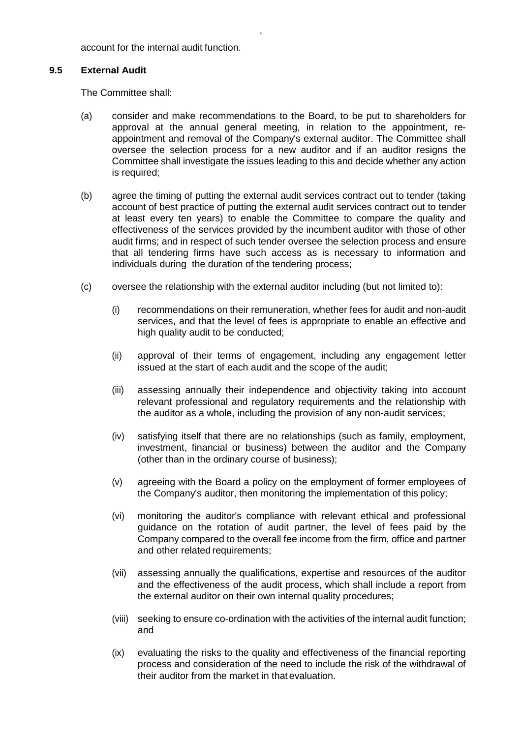account for the internal audit function.

### 9.5 External Audit

The Committee shall:

(a) consider and make recommendations to the Board, to be put to shareholders for approval at the annual general meeting, in relation to the appointment, re-appointment and removal of the Company's external auditor. The Committee shall oversee the selection process for a new auditor and if an auditor resigns the Committee shall investigate the issues leading to this and decide whether any action is required;

(b) agree the timing of putting the external audit services contract out to tender (taking account of best practice of putting the external audit services contract out to tender at least every ten years) to enable the Committee to compare the quality and effectiveness of the services provided by the incumbent auditor with those of other audit firms; and in respect of such tender oversee the selection process and ensure that all tendering firms have such access as is necessary to information and individuals during the duration of the tendering process;

(c) oversee the relationship with the external auditor including (but not limited to):

  (i) recommendations on their remuneration, whether fees for audit and non-audit services, and that the level of fees is appropriate to enable an effective and high quality audit to be conducted;

  (ii) approval of their terms of engagement, including any engagement letter issued at the start of each audit and the scope of the audit;

  (iii) assessing annually their independence and objectivity taking into account relevant professional and regulatory requirements and the relationship with the auditor as a whole, including the provision of any non-audit services;

  (iv) satisfying itself that there are no relationships (such as family, employment, investment, financial or business) between the auditor and the Company (other than in the ordinary course of business);

  (v) agreeing with the Board a policy on the employment of former employees of the Company's auditor, then monitoring the implementation of this policy;

  (vi) monitoring the auditor's compliance with relevant ethical and professional guidance on the rotation of audit partner, the level of fees paid by the Company compared to the overall fee income from the firm, office and partner and other related requirements;

  (vii) assessing annually the qualifications, expertise and resources of the auditor and the effectiveness of the audit process, which shall include a report from the external auditor on their own internal quality procedures;

  (viii) seeking to ensure co-ordination with the activities of the internal audit function; and

  (ix) evaluating the risks to the quality and effectiveness of the financial reporting process and consideration of the need to include the risk of the withdrawal of their auditor from the market in that evaluation.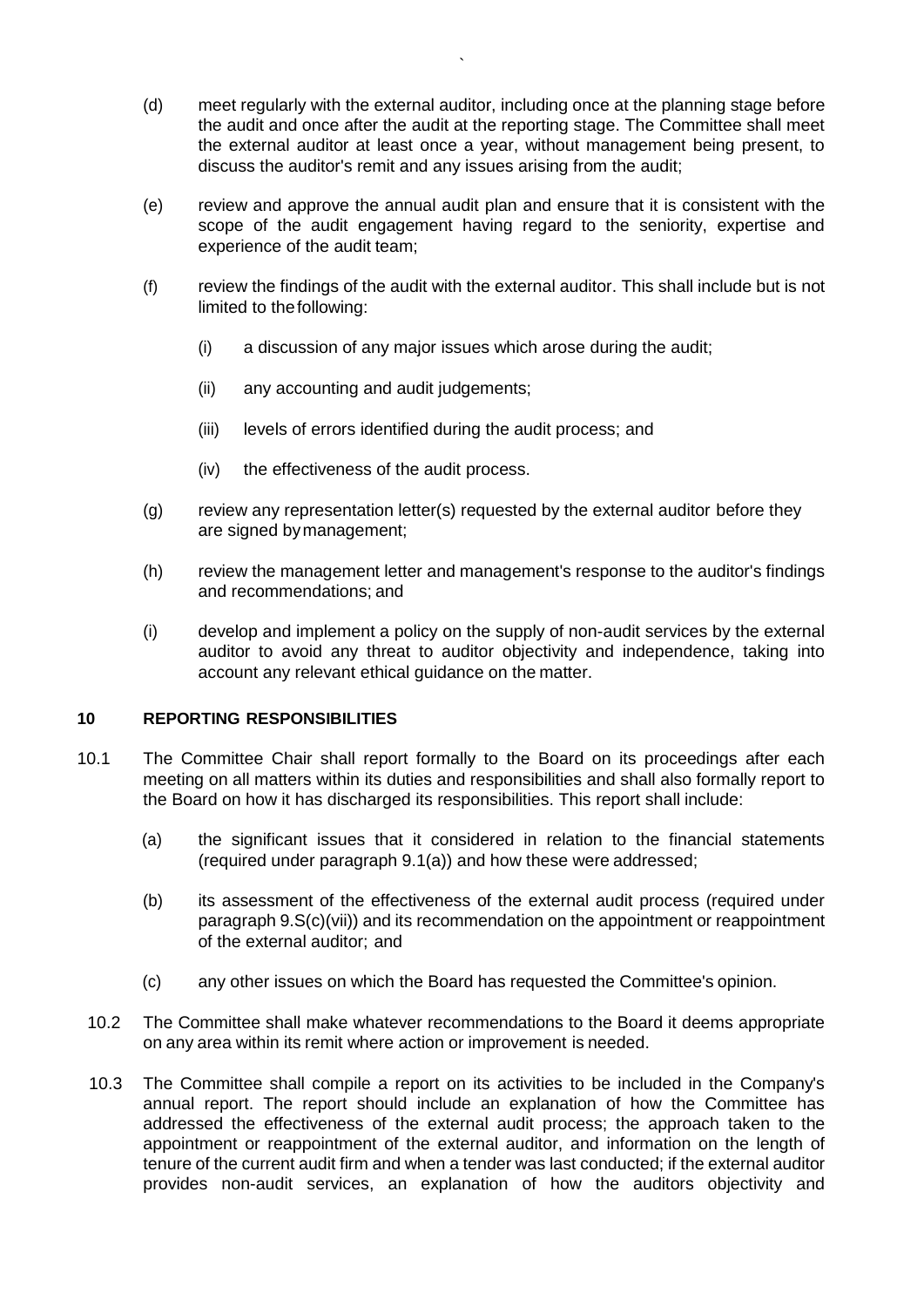(d) meet regularly with the external auditor, including once at the planning stage before the audit and once after the audit at the reporting stage. The Committee shall meet the external auditor at least once a year, without management being present, to discuss the auditor's remit and any issues arising from the audit;

(e) review and approve the annual audit plan and ensure that it is consistent with the scope of the audit engagement having regard to the seniority, expertise and experience of the audit team;

(f) review the findings of the audit with the external auditor. This shall include but is not limited to the following:

  (i) a discussion of any major issues which arose during the audit;

  (ii) any accounting and audit judgements;

  (iii) levels of errors identified during the audit process; and

  (iv) the effectiveness of the audit process.

(g) review any representation letter(s) requested by the external auditor before they are signed by management;

(h) review the management letter and management's response to the auditor's findings and recommendations; and

(i) develop and implement a policy on the supply of non-audit services by the external auditor to avoid any threat to auditor objectivity and independence, taking into account any relevant ethical guidance on the matter.

## 10 REPORTING RESPONSIBILITIES

10.1 The Committee Chair shall report formally to the Board on its proceedings after each meeting on all matters within its duties and responsibilities and shall also formally report to the Board on how it has discharged its responsibilities. This report shall include:

(a) the significant issues that it considered in relation to the financial statements (required under paragraph 9.1(a)) and how these were addressed;

(b) its assessment of the effectiveness of the external audit process (required under paragraph 9.S(c)(vii)) and its recommendation on the appointment or reappointment of the external auditor; and

(c) any other issues on which the Board has requested the Committee's opinion.

10.2 The Committee shall make whatever recommendations to the Board it deems appropriate on any area within its remit where action or improvement is needed.

10.3 The Committee shall compile a report on its activities to be included in the Company's annual report. The report should include an explanation of how the Committee has addressed the effectiveness of the external audit process; the approach taken to the appointment or reappointment of the external auditor, and information on the length of tenure of the current audit firm and when a tender was last conducted; if the external auditor provides non-audit services, an explanation of how the auditors objectivity and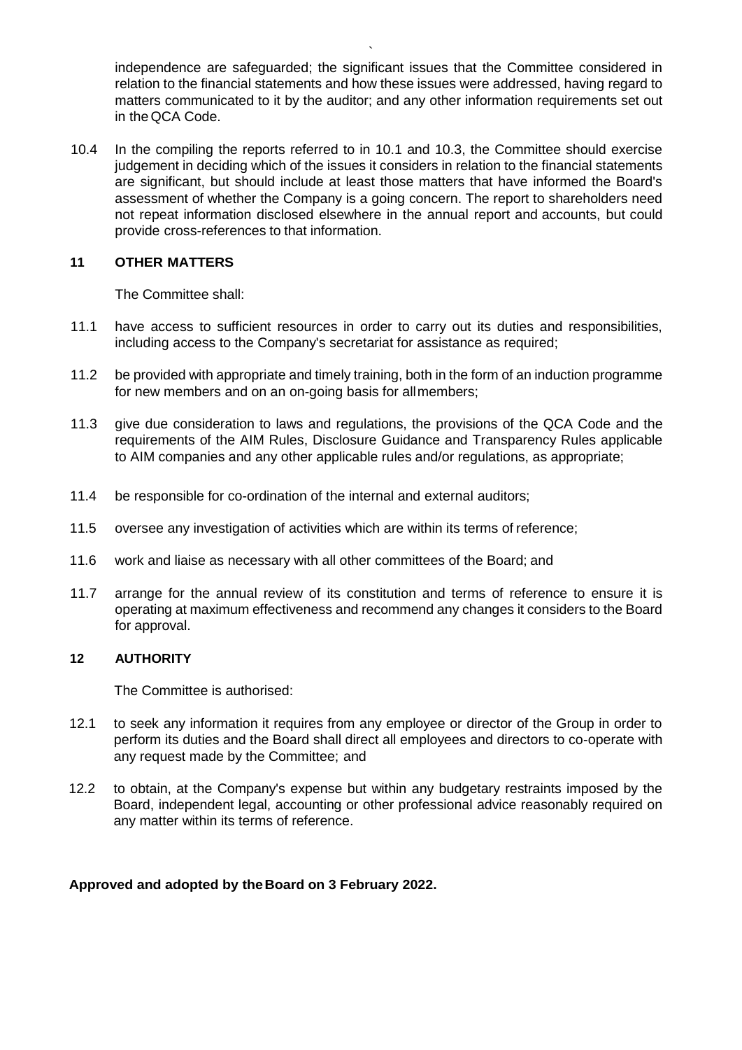independence are safeguarded; the significant issues that the Committee considered in relation to the financial statements and how these issues were addressed, having regard to matters communicated to it by the auditor; and any other information requirements set out in the QCA Code.

10.4 In the compiling the reports referred to in 10.1 and 10.3, the Committee should exercise judgement in deciding which of the issues it considers in relation to the financial statements are significant, but should include at least those matters that have informed the Board's assessment of whether the Company is a going concern. The report to shareholders need not repeat information disclosed elsewhere in the annual report and accounts, but could provide cross-references to that information.

**11 OTHER MATTERS**

The Committee shall:

11.1 have access to sufficient resources in order to carry out its duties and responsibilities, including access to the Company's secretariat for assistance as required;

11.2 be provided with appropriate and timely training, both in the form of an induction programme for new members and on an on-going basis for all members;

11.3 give due consideration to laws and regulations, the provisions of the QCA Code and the requirements of the AIM Rules, Disclosure Guidance and Transparency Rules applicable to AIM companies and any other applicable rules and/or regulations, as appropriate;

11.4 be responsible for co-ordination of the internal and external auditors;

11.5 oversee any investigation of activities which are within its terms of reference;

11.6 work and liaise as necessary with all other committees of the Board; and

11.7 arrange for the annual review of its constitution and terms of reference to ensure it is operating at maximum effectiveness and recommend any changes it considers to the Board for approval.

**12 AUTHORITY**

The Committee is authorised:

12.1 to seek any information it requires from any employee or director of the Group in order to perform its duties and the Board shall direct all employees and directors to co-operate with any request made by the Committee; and

12.2 to obtain, at the Company's expense but within any budgetary restraints imposed by the Board, independent legal, accounting or other professional advice reasonably required on any matter within its terms of reference.

**Approved and adopted by the Board on 3 February 2022.**